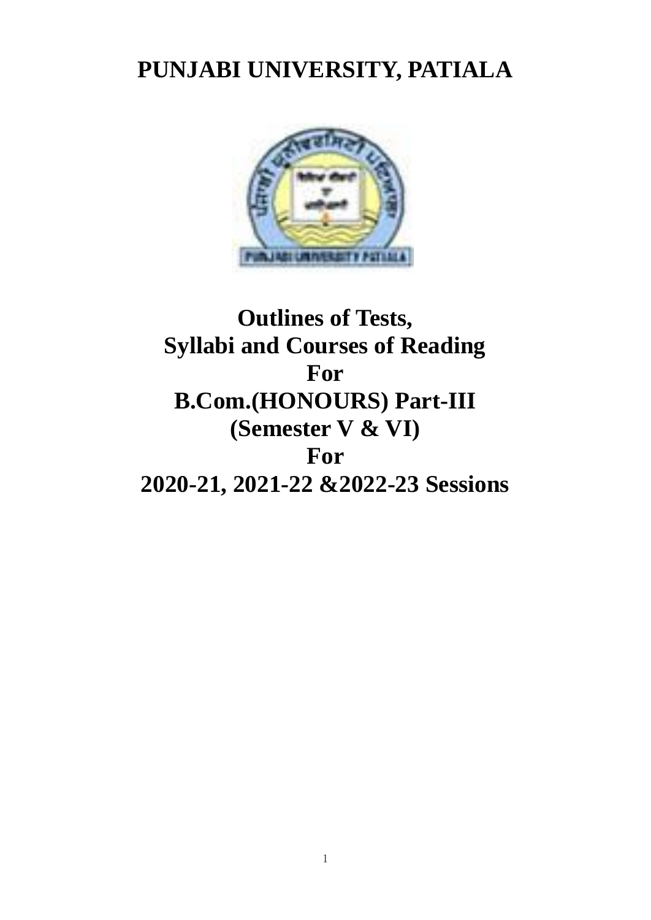# PUNJABI UNIVERSITY, PATIALA

## Outlines of Tests,
## Syllabi and Courses of Reading
## For
## B.Com.(HONOURS) Part-III
## (Semester V & VI)
## For
## 2020-21, 2021-22 &2022-23 Sessions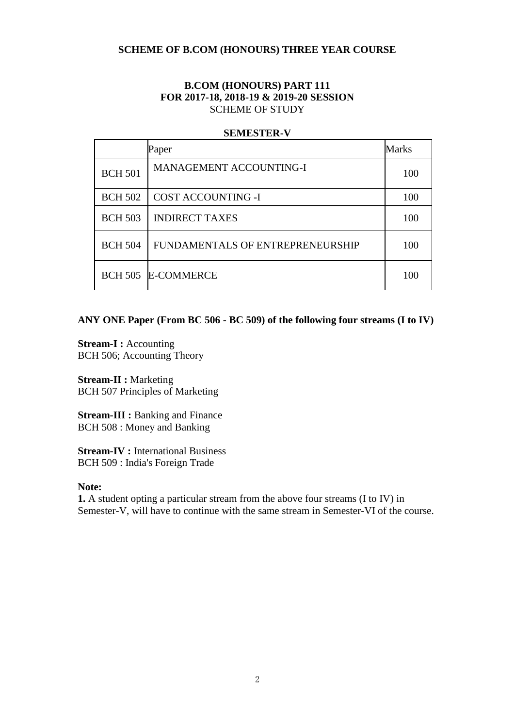## SCHEME OF B.COM (HONOURS) THREE YEAR COURSE

### B.COM (HONOURS) PART 111
### FOR 2017-18, 2018-19 & 2019-20 SESSION
SCHEME OF STUDY

**SEMESTER-V**

| | Paper | Marks |
|---|---|---|
| BCH 501 | MANAGEMENT ACCOUNTING-I | 100 |
| BCH 502 | COST ACCOUNTING -I | 100 |
| BCH 503 | INDIRECT TAXES | 100 |
| BCH 504 | FUNDAMENTALS OF ENTREPRENEURSHIP | 100 |
| BCH 505 | E-COMMERCE | 100 |

**ANY ONE Paper (From BC 506 - BC 509) of the following four streams (I to IV)**

**Stream-I :** Accounting
BCH 506; Accounting Theory

**Stream-II :** Marketing
BCH 507 Principles of Marketing

**Stream-III :** Banking and Finance
BCH 508 : Money and Banking

**Stream-IV :** International Business
BCH 509 : India's Foreign Trade

**Note:**
**1.** A student opting a particular stream from the above four streams (I to IV) in Semester-V, will have to continue with the same stream in Semester-VI of the course.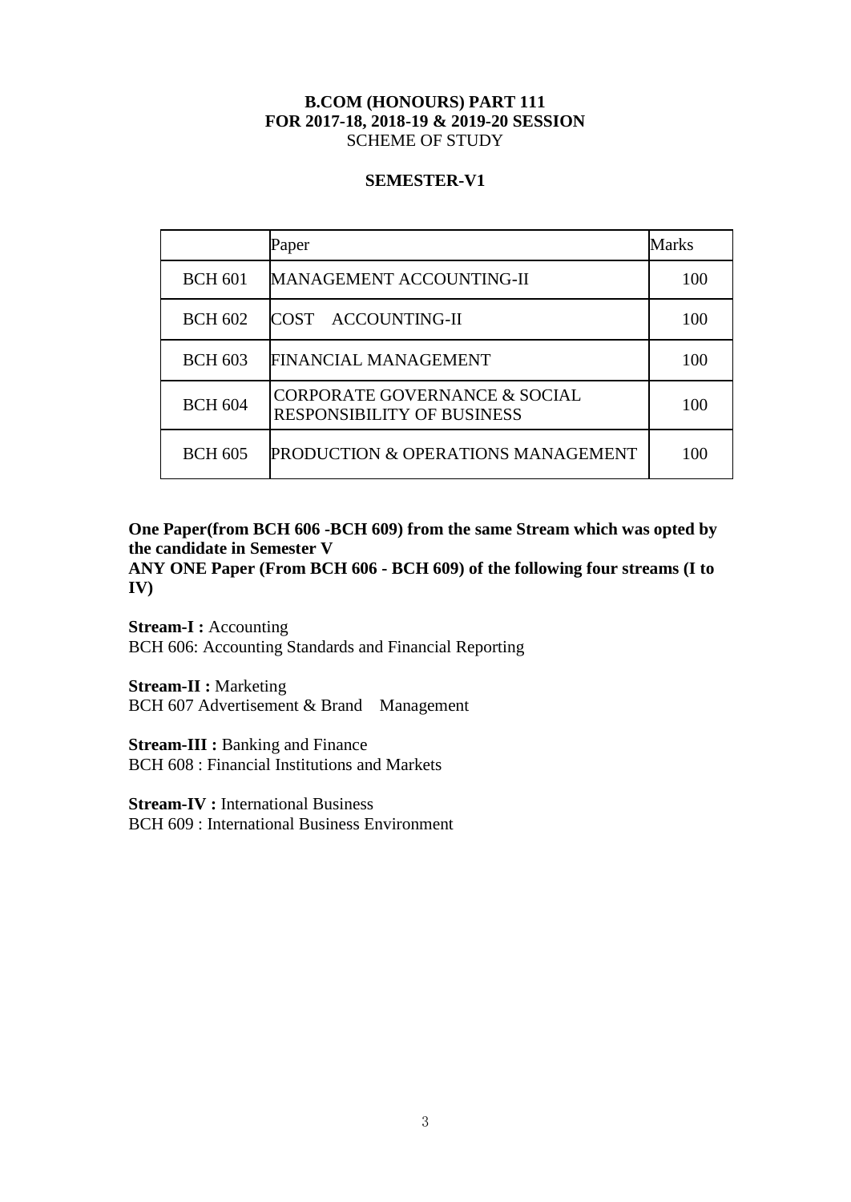**B.COM (HONOURS) PART 111**
**FOR 2017-18, 2018-19 & 2019-20 SESSION**
SCHEME OF STUDY

**SEMESTER-V1**

| | Paper | Marks |
|---|---|---|
| BCH 601 | MANAGEMENT ACCOUNTING-II | 100 |
| BCH 602 | COST ACCOUNTING-II | 100 |
| BCH 603 | FINANCIAL MANAGEMENT | 100 |
| BCH 604 | CORPORATE GOVERNANCE & SOCIAL RESPONSIBILITY OF BUSINESS | 100 |
| BCH 605 | PRODUCTION & OPERATIONS MANAGEMENT | 100 |

**One Paper(from BCH 606 -BCH 609) from the same Stream which was opted by the candidate in Semester V**
**ANY ONE Paper (From BCH 606 - BCH 609) of the following four streams (I to IV)**

**Stream-I :** Accounting
BCH 606: Accounting Standards and Financial Reporting

**Stream-II :** Marketing
BCH 607 Advertisement & Brand Management

**Stream-III :** Banking and Finance
BCH 608 : Financial Institutions and Markets

**Stream-IV :** International Business
BCH 609 : International Business Environment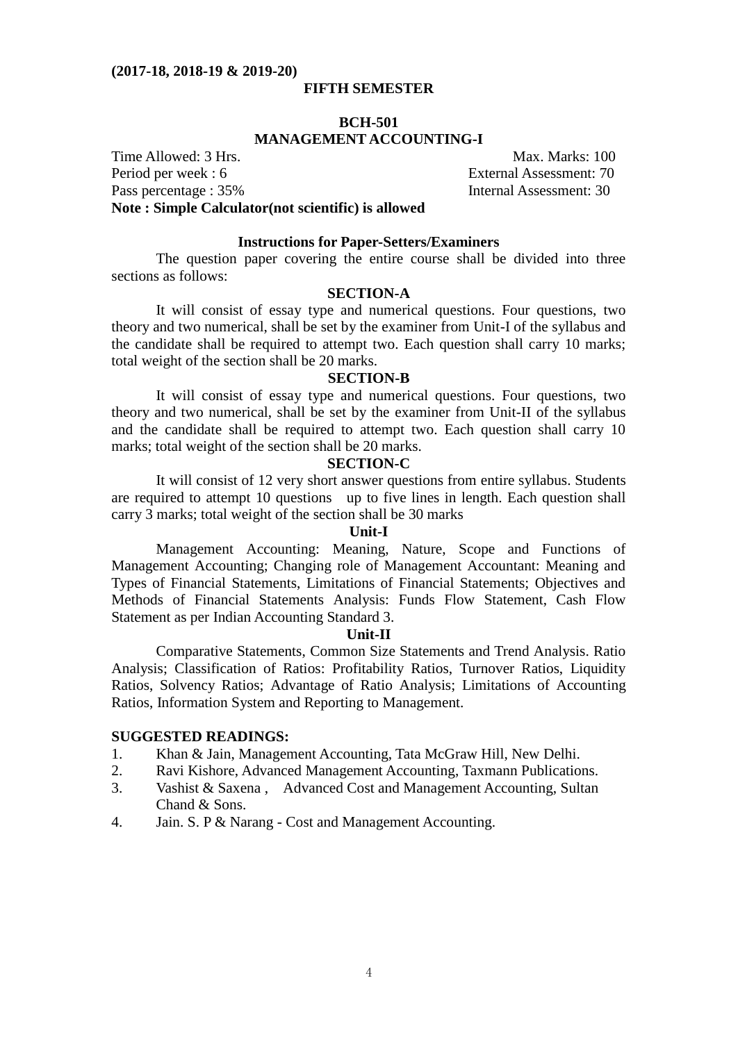**(2017-18, 2018-19 & 2019-20)**

## FIFTH SEMESTER

## BCH-501
## MANAGEMENT ACCOUNTING-I

Time Allowed: 3 Hrs. Max. Marks: 100
Period per week : 6 External Assessment: 70
Pass percentage : 35% Internal Assessment: 30

**Note : Simple Calculator(not scientific) is allowed**

### Instructions for Paper-Setters/Examiners

The question paper covering the entire course shall be divided into three sections as follows:

### SECTION-A

It will consist of essay type and numerical questions. Four questions, two theory and two numerical, shall be set by the examiner from Unit-I of the syllabus and the candidate shall be required to attempt two. Each question shall carry 10 marks; total weight of the section shall be 20 marks.

### SECTION-B

It will consist of essay type and numerical questions. Four questions, two theory and two numerical, shall be set by the examiner from Unit-II of the syllabus and the candidate shall be required to attempt two. Each question shall carry 10 marks; total weight of the section shall be 20 marks.

### SECTION-C

It will consist of 12 very short answer questions from entire syllabus. Students are required to attempt 10 questions up to five lines in length. Each question shall carry 3 marks; total weight of the section shall be 30 marks

### Unit-I

Management Accounting: Meaning, Nature, Scope and Functions of Management Accounting; Changing role of Management Accountant: Meaning and Types of Financial Statements, Limitations of Financial Statements; Objectives and Methods of Financial Statements Analysis: Funds Flow Statement, Cash Flow Statement as per Indian Accounting Standard 3.

### Unit-II

Comparative Statements, Common Size Statements and Trend Analysis. Ratio Analysis; Classification of Ratios: Profitability Ratios, Turnover Ratios, Liquidity Ratios, Solvency Ratios; Advantage of Ratio Analysis; Limitations of Accounting Ratios, Information System and Reporting to Management.

### SUGGESTED READINGS:

1. Khan & Jain, Management Accounting, Tata McGraw Hill, New Delhi.
2. Ravi Kishore, Advanced Management Accounting, Taxmann Publications.
3. Vashist & Saxena , Advanced Cost and Management Accounting, Sultan Chand & Sons.
4. Jain. S. P & Narang - Cost and Management Accounting.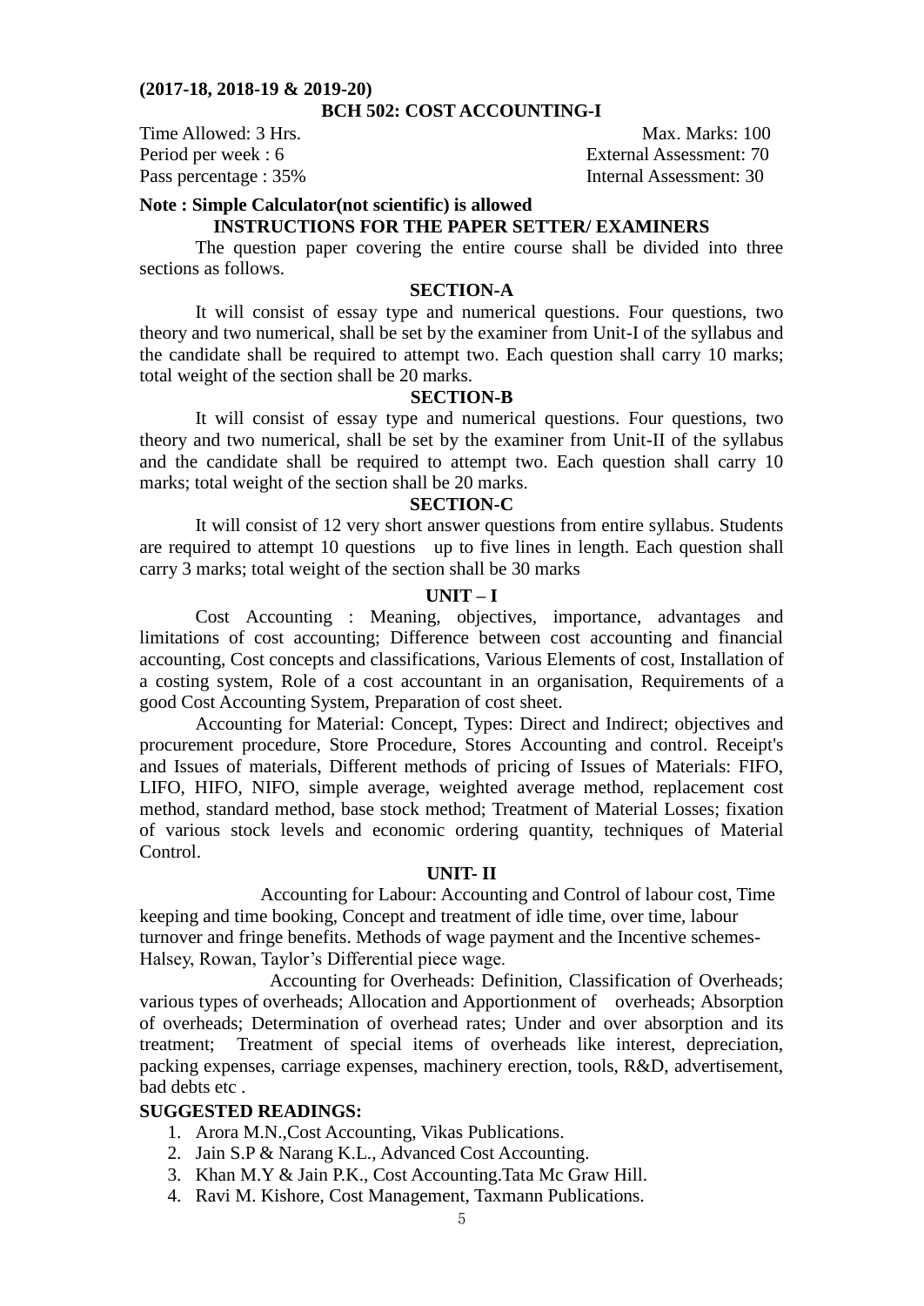**(2017-18, 2018-19 & 2019-20)**

## BCH 502: COST ACCOUNTING-I

| | |
|---|---|
| Time Allowed: 3 Hrs. | Max. Marks: 100 |
| Period per week : 6 | External Assessment: 70 |
| Pass percentage : 35% | Internal Assessment: 30 |

**Note : Simple Calculator(not scientific) is allowed**

### INSTRUCTIONS FOR THE PAPER SETTER/ EXAMINERS

The question paper covering the entire course shall be divided into three sections as follows.

### SECTION-A

It will consist of essay type and numerical questions. Four questions, two theory and two numerical, shall be set by the examiner from Unit-I of the syllabus and the candidate shall be required to attempt two. Each question shall carry 10 marks; total weight of the section shall be 20 marks.

### SECTION-B

It will consist of essay type and numerical questions. Four questions, two theory and two numerical, shall be set by the examiner from Unit-II of the syllabus and the candidate shall be required to attempt two. Each question shall carry 10 marks; total weight of the section shall be 20 marks.

### SECTION-C

It will consist of 12 very short answer questions from entire syllabus. Students are required to attempt 10 questions up to five lines in length. Each question shall carry 3 marks; total weight of the section shall be 30 marks

### UNIT – I

Cost Accounting : Meaning, objectives, importance, advantages and limitations of cost accounting; Difference between cost accounting and financial accounting, Cost concepts and classifications, Various Elements of cost, Installation of a costing system, Role of a cost accountant in an organisation, Requirements of a good Cost Accounting System, Preparation of cost sheet.

Accounting for Material: Concept, Types: Direct and Indirect; objectives and procurement procedure, Store Procedure, Stores Accounting and control. Receipt's and Issues of materials, Different methods of pricing of Issues of Materials: FIFO, LIFO, HIFO, NIFO, simple average, weighted average method, replacement cost method, standard method, base stock method; Treatment of Material Losses; fixation of various stock levels and economic ordering quantity, techniques of Material Control.

### UNIT- II

Accounting for Labour: Accounting and Control of labour cost, Time keeping and time booking, Concept and treatment of idle time, over time, labour turnover and fringe benefits. Methods of wage payment and the Incentive schemes-Halsey, Rowan, Taylor's Differential piece wage.

Accounting for Overheads: Definition, Classification of Overheads; various types of overheads; Allocation and Apportionment of overheads; Absorption of overheads; Determination of overhead rates; Under and over absorption and its treatment; Treatment of special items of overheads like interest, depreciation, packing expenses, carriage expenses, machinery erection, tools, R&D, advertisement, bad debts etc .

### SUGGESTED READINGS:

1. Arora M.N.,Cost Accounting, Vikas Publications.
2. Jain S.P & Narang K.L., Advanced Cost Accounting.
3. Khan M.Y & Jain P.K., Cost Accounting.Tata Mc Graw Hill.
4. Ravi M. Kishore, Cost Management, Taxmann Publications.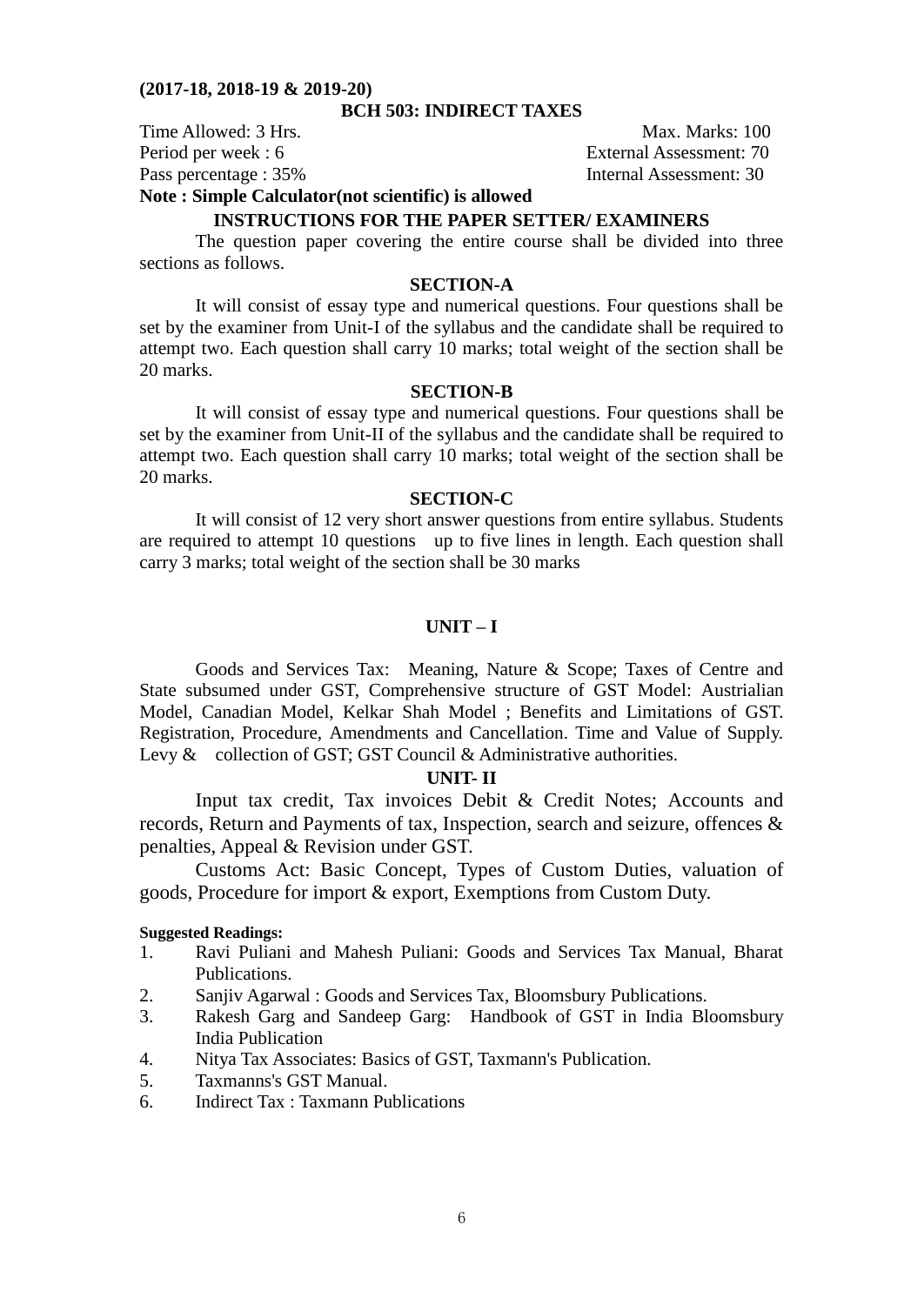**(2017-18, 2018-19 & 2019-20)**

## BCH 503: INDIRECT TAXES

Time Allowed: 3 Hrs. Max. Marks: 100

Period per week : 6 External Assessment: 70

Pass percentage : 35% Internal Assessment: 30

**Note : Simple Calculator(not scientific) is allowed**

### INSTRUCTIONS FOR THE PAPER SETTER/ EXAMINERS

The question paper covering the entire course shall be divided into three sections as follows.

#### SECTION-A

It will consist of essay type and numerical questions. Four questions shall be set by the examiner from Unit-I of the syllabus and the candidate shall be required to attempt two. Each question shall carry 10 marks; total weight of the section shall be 20 marks.

#### SECTION-B

It will consist of essay type and numerical questions. Four questions shall be set by the examiner from Unit-II of the syllabus and the candidate shall be required to attempt two. Each question shall carry 10 marks; total weight of the section shall be 20 marks.

#### SECTION-C

It will consist of 12 very short answer questions from entire syllabus. Students are required to attempt 10 questions up to five lines in length. Each question shall carry 3 marks; total weight of the section shall be 30 marks

### UNIT – I

Goods and Services Tax: Meaning, Nature & Scope; Taxes of Centre and State subsumed under GST, Comprehensive structure of GST Model: Austrialian Model, Canadian Model, Kelkar Shah Model ; Benefits and Limitations of GST. Registration, Procedure, Amendments and Cancellation. Time and Value of Supply. Levy & collection of GST; GST Council & Administrative authorities.

### UNIT- II

Input tax credit, Tax invoices Debit & Credit Notes; Accounts and records, Return and Payments of tax, Inspection, search and seizure, offences & penalties, Appeal & Revision under GST.

Customs Act: Basic Concept, Types of Custom Duties, valuation of goods, Procedure for import & export, Exemptions from Custom Duty.

**Suggested Readings:**

1. Ravi Puliani and Mahesh Puliani: Goods and Services Tax Manual, Bharat Publications.
2. Sanjiv Agarwal : Goods and Services Tax, Bloomsbury Publications.
3. Rakesh Garg and Sandeep Garg: Handbook of GST in India Bloomsbury India Publication
4. Nitya Tax Associates: Basics of GST, Taxmann's Publication.
5. Taxmanns's GST Manual.
6. Indirect Tax : Taxmann Publications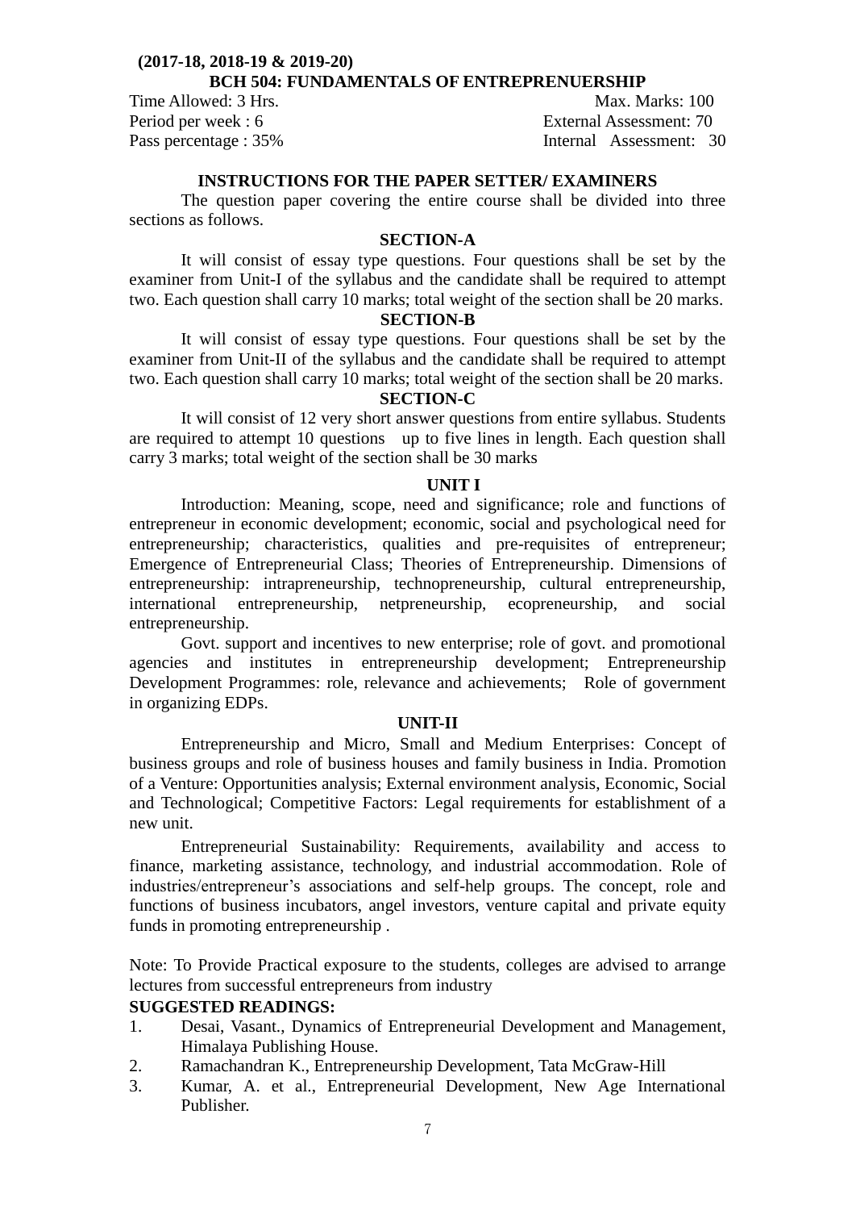**(2017-18, 2018-19 & 2019-20)**

## BCH 504: FUNDAMENTALS OF ENTREPRENEURSHIP

Time Allowed: 3 Hrs. — Max. Marks: 100

Period per week : 6 — External Assessment: 70

Pass percentage : 35% — Internal Assessment: 30

### INSTRUCTIONS FOR THE PAPER SETTER/ EXAMINERS

The question paper covering the entire course shall be divided into three sections as follows.

#### SECTION-A

It will consist of essay type questions. Four questions shall be set by the examiner from Unit-I of the syllabus and the candidate shall be required to attempt two. Each question shall carry 10 marks; total weight of the section shall be 20 marks.

#### SECTION-B

It will consist of essay type questions. Four questions shall be set by the examiner from Unit-II of the syllabus and the candidate shall be required to attempt two. Each question shall carry 10 marks; total weight of the section shall be 20 marks.

#### SECTION-C

It will consist of 12 very short answer questions from entire syllabus. Students are required to attempt 10 questions up to five lines in length. Each question shall carry 3 marks; total weight of the section shall be 30 marks

### UNIT I

Introduction: Meaning, scope, need and significance; role and functions of entrepreneur in economic development; economic, social and psychological need for entrepreneurship; characteristics, qualities and pre-requisites of entrepreneur; Emergence of Entrepreneurial Class; Theories of Entrepreneurship. Dimensions of entrepreneurship: intrapreneurship, technopreneurship, cultural entrepreneurship, international entrepreneurship, netpreneurship, ecopreneurship, and social entrepreneurship.

Govt. support and incentives to new enterprise; role of govt. and promotional agencies and institutes in entrepreneurship development; Entrepreneurship Development Programmes: role, relevance and achievements; Role of government in organizing EDPs.

### UNIT-II

Entrepreneurship and Micro, Small and Medium Enterprises: Concept of business groups and role of business houses and family business in India. Promotion of a Venture: Opportunities analysis; External environment analysis, Economic, Social and Technological; Competitive Factors: Legal requirements for establishment of a new unit.

Entrepreneurial Sustainability: Requirements, availability and access to finance, marketing assistance, technology, and industrial accommodation. Role of industries/entrepreneur's associations and self-help groups. The concept, role and functions of business incubators, angel investors, venture capital and private equity funds in promoting entrepreneurship .

Note: To Provide Practical exposure to the students, colleges are advised to arrange lectures from successful entrepreneurs from industry

**SUGGESTED READINGS:**

1. Desai, Vasant., Dynamics of Entrepreneurial Development and Management, Himalaya Publishing House.
2. Ramachandran K., Entrepreneurship Development, Tata McGraw-Hill
3. Kumar, A. et al., Entrepreneurial Development, New Age International Publisher.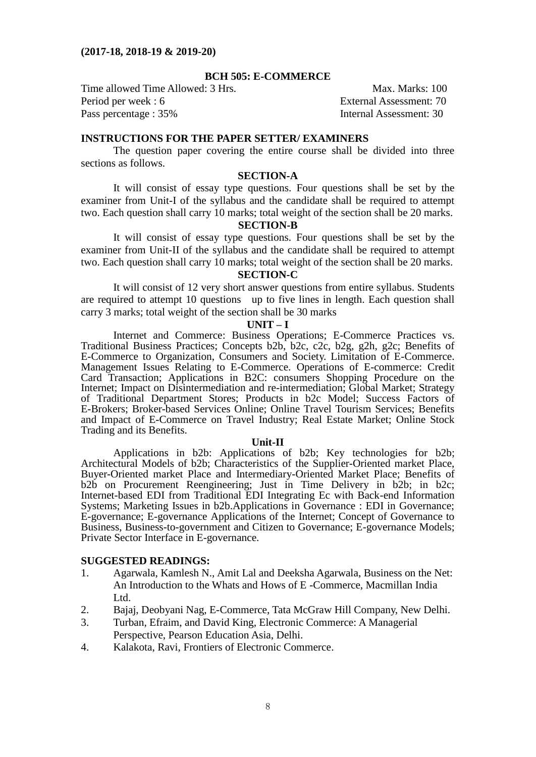**(2017-18, 2018-19 & 2019-20)**

## BCH 505: E-COMMERCE

Time allowed Time Allowed: 3 Hrs. Max. Marks: 100
Period per week : 6 External Assessment: 70
Pass percentage : 35% Internal Assessment: 30

### INSTRUCTIONS FOR THE PAPER SETTER/ EXAMINERS

The question paper covering the entire course shall be divided into three sections as follows.

**SECTION-A**

It will consist of essay type questions. Four questions shall be set by the examiner from Unit-I of the syllabus and the candidate shall be required to attempt two. Each question shall carry 10 marks; total weight of the section shall be 20 marks.

**SECTION-B**

It will consist of essay type questions. Four questions shall be set by the examiner from Unit-II of the syllabus and the candidate shall be required to attempt two. Each question shall carry 10 marks; total weight of the section shall be 20 marks.

**SECTION-C**

It will consist of 12 very short answer questions from entire syllabus. Students are required to attempt 10 questions up to five lines in length. Each question shall carry 3 marks; total weight of the section shall be 30 marks

**UNIT – I**

Internet and Commerce: Business Operations; E-Commerce Practices vs. Traditional Business Practices; Concepts b2b, b2c, c2c, b2g, g2h, g2c; Benefits of E-Commerce to Organization, Consumers and Society. Limitation of E-Commerce. Management Issues Relating to E-Commerce. Operations of E-commerce: Credit Card Transaction; Applications in B2C: consumers Shopping Procedure on the Internet; Impact on Disintermediation and re-intermediation; Global Market; Strategy of Traditional Department Stores; Products in b2c Model; Success Factors of E-Brokers; Broker-based Services Online; Online Travel Tourism Services; Benefits and Impact of E-Commerce on Travel Industry; Real Estate Market; Online Stock Trading and its Benefits.

**Unit-II**

Applications in b2b: Applications of b2b; Key technologies for b2b; Architectural Models of b2b; Characteristics of the Supplier-Oriented market Place, Buyer-Oriented market Place and Intermediary-Oriented Market Place; Benefits of b2b on Procurement Reengineering; Just in Time Delivery in b2b; in b2c; Internet-based EDI from Traditional EDI Integrating Ec with Back-end Information Systems; Marketing Issues in b2b.Applications in Governance : EDI in Governance; E-governance; E-governance Applications of the Internet; Concept of Governance to Business, Business-to-government and Citizen to Governance; E-governance Models; Private Sector Interface in E-governance.

### SUGGESTED READINGS:

1. Agarwala, Kamlesh N., Amit Lal and Deeksha Agarwala, Business on the Net: An Introduction to the Whats and Hows of E -Commerce, Macmillan India Ltd.
2. Bajaj, Deobyani Nag, E-Commerce, Tata McGraw Hill Company, New Delhi.
3. Turban, Efraim, and David King, Electronic Commerce: A Managerial Perspective, Pearson Education Asia, Delhi.
4. Kalakota, Ravi, Frontiers of Electronic Commerce.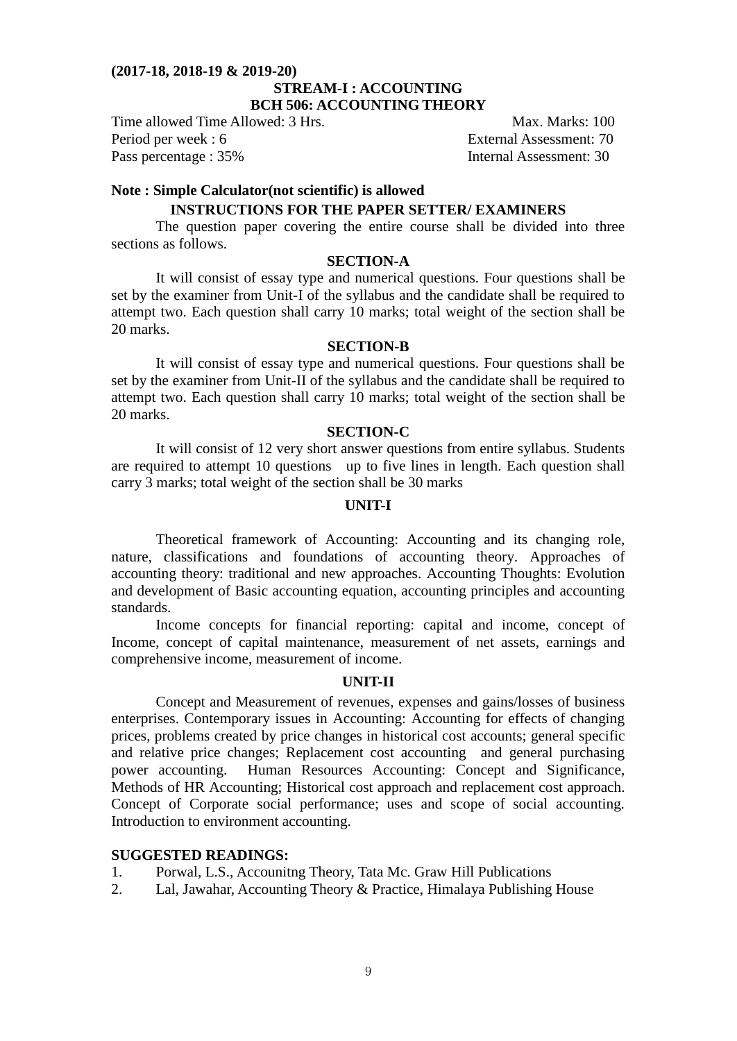**(2017-18, 2018-19 & 2019-20)**

**STREAM-I : ACCOUNTING**

**BCH 506: ACCOUNTING THEORY**

Time allowed Time Allowed: 3 Hrs. Max. Marks: 100

Period per week : 6 External Assessment: 70

Pass percentage : 35% Internal Assessment: 30

**Note : Simple Calculator(not scientific) is allowed**

**INSTRUCTIONS FOR THE PAPER SETTER/ EXAMINERS**

The question paper covering the entire course shall be divided into three sections as follows.

**SECTION-A**

It will consist of essay type and numerical questions. Four questions shall be set by the examiner from Unit-I of the syllabus and the candidate shall be required to attempt two. Each question shall carry 10 marks; total weight of the section shall be 20 marks.

**SECTION-B**

It will consist of essay type and numerical questions. Four questions shall be set by the examiner from Unit-II of the syllabus and the candidate shall be required to attempt two. Each question shall carry 10 marks; total weight of the section shall be 20 marks.

**SECTION-C**

It will consist of 12 very short answer questions from entire syllabus. Students are required to attempt 10 questions up to five lines in length. Each question shall carry 3 marks; total weight of the section shall be 30 marks

**UNIT-I**

Theoretical framework of Accounting: Accounting and its changing role, nature, classifications and foundations of accounting theory. Approaches of accounting theory: traditional and new approaches. Accounting Thoughts: Evolution and development of Basic accounting equation, accounting principles and accounting standards.

Income concepts for financial reporting: capital and income, concept of Income, concept of capital maintenance, measurement of net assets, earnings and comprehensive income, measurement of income.

**UNIT-II**

Concept and Measurement of revenues, expenses and gains/losses of business enterprises. Contemporary issues in Accounting: Accounting for effects of changing prices, problems created by price changes in historical cost accounts; general specific and relative price changes; Replacement cost accounting and general purchasing power accounting. Human Resources Accounting: Concept and Significance, Methods of HR Accounting; Historical cost approach and replacement cost approach. Concept of Corporate social performance; uses and scope of social accounting. Introduction to environment accounting.

**SUGGESTED READINGS:**

1. Porwal, L.S., Accounitng Theory, Tata Mc. Graw Hill Publications
2. Lal, Jawahar, Accounting Theory & Practice, Himalaya Publishing House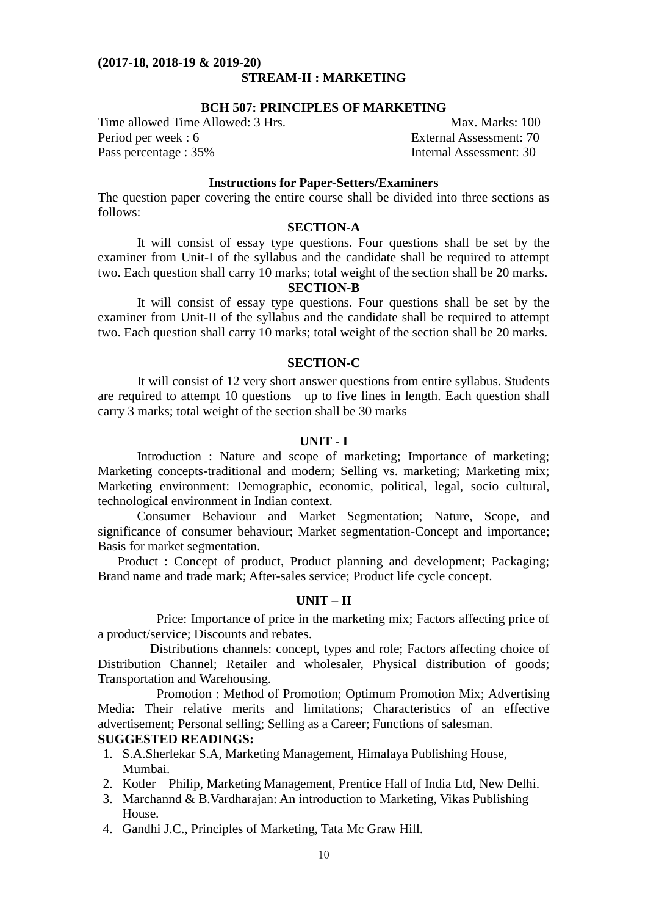**(2017-18, 2018-19 & 2019-20)**

## STREAM-II : MARKETING

### BCH 507: PRINCIPLES OF MARKETING

Time allowed Time Allowed: 3 Hrs. Max. Marks: 100
Period per week : 6 External Assessment: 70
Pass percentage : 35% Internal Assessment: 30

**Instructions for Paper-Setters/Examiners**

The question paper covering the entire course shall be divided into three sections as follows:

**SECTION-A**

It will consist of essay type questions. Four questions shall be set by the examiner from Unit-I of the syllabus and the candidate shall be required to attempt two. Each question shall carry 10 marks; total weight of the section shall be 20 marks.

**SECTION-B**

It will consist of essay type questions. Four questions shall be set by the examiner from Unit-II of the syllabus and the candidate shall be required to attempt two. Each question shall carry 10 marks; total weight of the section shall be 20 marks.

**SECTION-C**

It will consist of 12 very short answer questions from entire syllabus. Students are required to attempt 10 questions up to five lines in length. Each question shall carry 3 marks; total weight of the section shall be 30 marks

**UNIT - I**

Introduction : Nature and scope of marketing; Importance of marketing; Marketing concepts-traditional and modern; Selling vs. marketing; Marketing mix; Marketing environment: Demographic, economic, political, legal, socio cultural, technological environment in Indian context.

Consumer Behaviour and Market Segmentation; Nature, Scope, and significance of consumer behaviour; Market segmentation-Concept and importance; Basis for market segmentation.

Product : Concept of product, Product planning and development; Packaging; Brand name and trade mark; After-sales service; Product life cycle concept.

**UNIT – II**

Price: Importance of price in the marketing mix; Factors affecting price of a product/service; Discounts and rebates.

Distributions channels: concept, types and role; Factors affecting choice of Distribution Channel; Retailer and wholesaler, Physical distribution of goods; Transportation and Warehousing.

Promotion : Method of Promotion; Optimum Promotion Mix; Advertising Media: Their relative merits and limitations; Characteristics of an effective advertisement; Personal selling; Selling as a Career; Functions of salesman.

**SUGGESTED READINGS:**

1. S.A.Sherlekar S.A, Marketing Management, Himalaya Publishing House, Mumbai.
2. Kotler Philip, Marketing Management, Prentice Hall of India Ltd, New Delhi.
3. Marchannd & B.Vardharajan: An introduction to Marketing, Vikas Publishing House.
4. Gandhi J.C., Principles of Marketing, Tata Mc Graw Hill.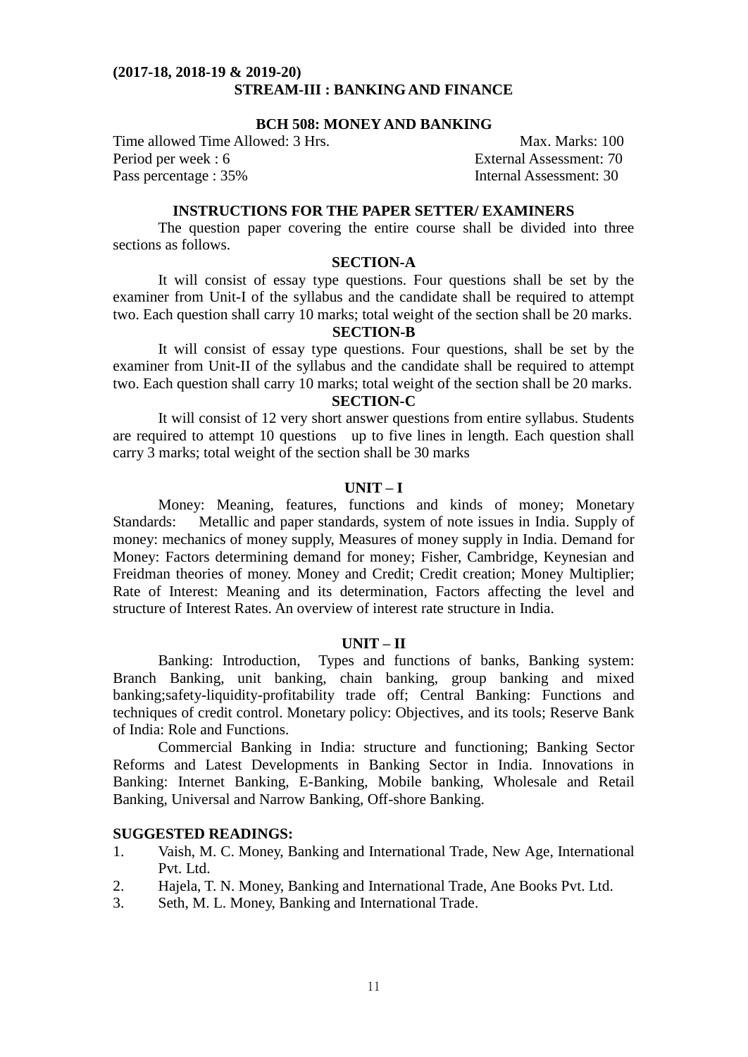**(2017-18, 2018-19 & 2019-20)**

## STREAM-III : BANKING AND FINANCE

### BCH 508: MONEY AND BANKING

| | |
|---|---|
| Time allowed Time Allowed: 3 Hrs. | Max. Marks: 100 |
| Period per week : 6 | External Assessment: 70 |
| Pass percentage : 35% | Internal Assessment: 30 |

#### INSTRUCTIONS FOR THE PAPER SETTER/ EXAMINERS

The question paper covering the entire course shall be divided into three sections as follows.

#### SECTION-A

It will consist of essay type questions. Four questions shall be set by the examiner from Unit-I of the syllabus and the candidate shall be required to attempt two. Each question shall carry 10 marks; total weight of the section shall be 20 marks.

#### SECTION-B

It will consist of essay type questions. Four questions, shall be set by the examiner from Unit-II of the syllabus and the candidate shall be required to attempt two. Each question shall carry 10 marks; total weight of the section shall be 20 marks.

#### SECTION-C

It will consist of 12 very short answer questions from entire syllabus. Students are required to attempt 10 questions up to five lines in length. Each question shall carry 3 marks; total weight of the section shall be 30 marks

#### UNIT – I

Money: Meaning, features, functions and kinds of money; Monetary Standards: Metallic and paper standards, system of note issues in India. Supply of money: mechanics of money supply, Measures of money supply in India. Demand for Money: Factors determining demand for money; Fisher, Cambridge, Keynesian and Freidman theories of money. Money and Credit; Credit creation; Money Multiplier; Rate of Interest: Meaning and its determination, Factors affecting the level and structure of Interest Rates. An overview of interest rate structure in India.

#### UNIT – II

Banking: Introduction, Types and functions of banks, Banking system: Branch Banking, unit banking, chain banking, group banking and mixed banking;safety-liquidity-profitability trade off; Central Banking: Functions and techniques of credit control. Monetary policy: Objectives, and its tools; Reserve Bank of India: Role and Functions.

Commercial Banking in India: structure and functioning; Banking Sector Reforms and Latest Developments in Banking Sector in India. Innovations in Banking: Internet Banking, E-Banking, Mobile banking, Wholesale and Retail Banking, Universal and Narrow Banking, Off-shore Banking.

**SUGGESTED READINGS:**

1. Vaish, M. C. Money, Banking and International Trade, New Age, International Pvt. Ltd.
2. Hajela, T. N. Money, Banking and International Trade, Ane Books Pvt. Ltd.
3. Seth, M. L. Money, Banking and International Trade.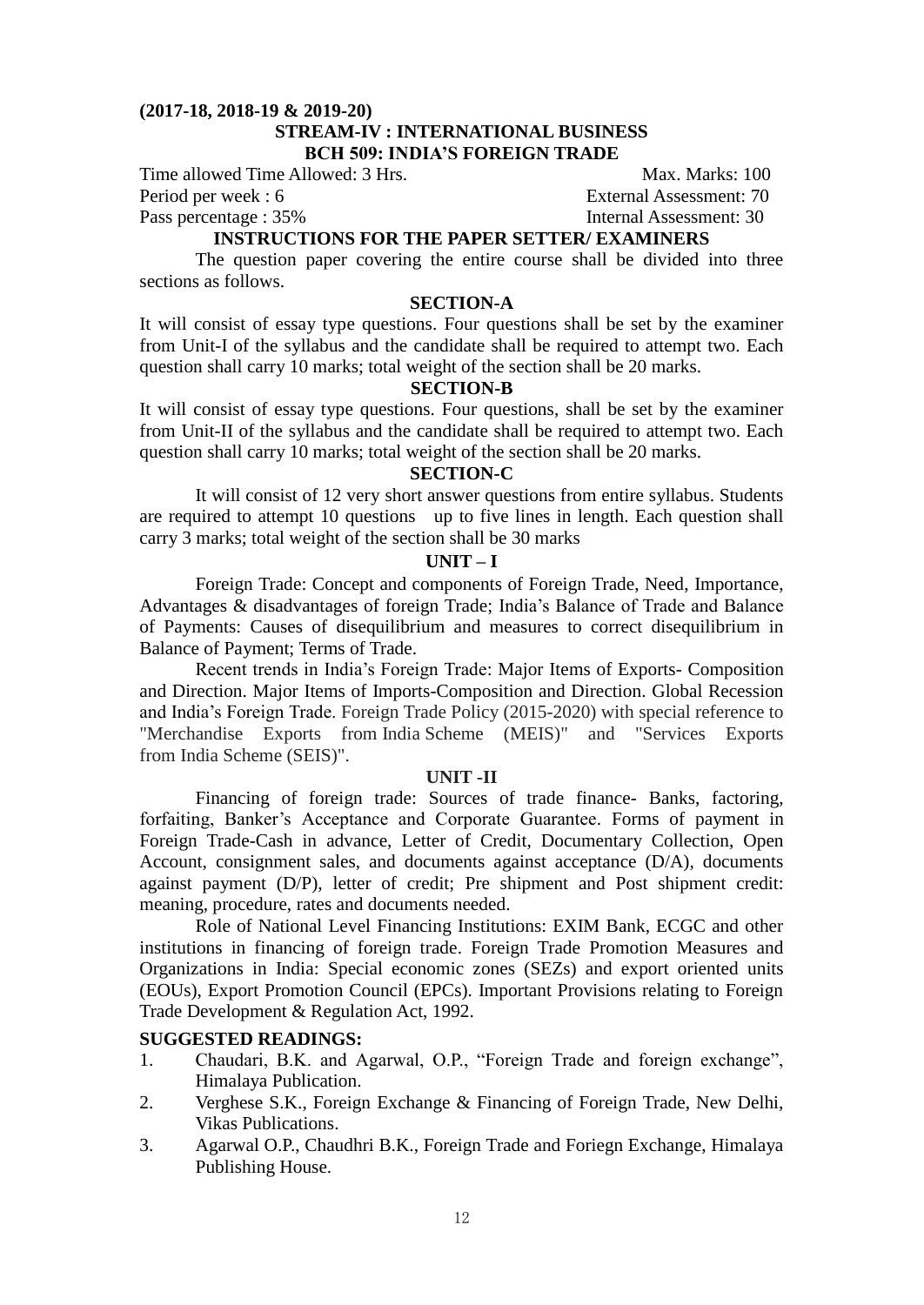**(2017-18, 2018-19 & 2019-20)**

## STREAM-IV : INTERNATIONAL BUSINESS

## BCH 509: INDIA'S FOREIGN TRADE

Time allowed Time Allowed: 3 Hrs. Max. Marks: 100
Period per week : 6 External Assessment: 70
Pass percentage : 35% Internal Assessment: 30

### INSTRUCTIONS FOR THE PAPER SETTER/ EXAMINERS

The question paper covering the entire course shall be divided into three sections as follows.

### SECTION-A

It will consist of essay type questions. Four questions shall be set by the examiner from Unit-I of the syllabus and the candidate shall be required to attempt two. Each question shall carry 10 marks; total weight of the section shall be 20 marks.

### SECTION-B

It will consist of essay type questions. Four questions, shall be set by the examiner from Unit-II of the syllabus and the candidate shall be required to attempt two. Each question shall carry 10 marks; total weight of the section shall be 20 marks.

### SECTION-C

It will consist of 12 very short answer questions from entire syllabus. Students are required to attempt 10 questions up to five lines in length. Each question shall carry 3 marks; total weight of the section shall be 30 marks

### UNIT – I

Foreign Trade: Concept and components of Foreign Trade, Need, Importance, Advantages & disadvantages of foreign Trade; India's Balance of Trade and Balance of Payments: Causes of disequilibrium and measures to correct disequilibrium in Balance of Payment; Terms of Trade.

Recent trends in India's Foreign Trade: Major Items of Exports- Composition and Direction. Major Items of Imports-Composition and Direction. Global Recession and India's Foreign Trade. Foreign Trade Policy (2015-2020) with special reference to "Merchandise Exports from India Scheme (MEIS)" and "Services Exports from India Scheme (SEIS)".

### UNIT -II

Financing of foreign trade: Sources of trade finance- Banks, factoring, forfaiting, Banker's Acceptance and Corporate Guarantee. Forms of payment in Foreign Trade-Cash in advance, Letter of Credit, Documentary Collection, Open Account, consignment sales, and documents against acceptance (D/A), documents against payment (D/P), letter of credit; Pre shipment and Post shipment credit: meaning, procedure, rates and documents needed.

Role of National Level Financing Institutions: EXIM Bank, ECGC and other institutions in financing of foreign trade. Foreign Trade Promotion Measures and Organizations in India: Special economic zones (SEZs) and export oriented units (EOUs), Export Promotion Council (EPCs). Important Provisions relating to Foreign Trade Development & Regulation Act, 1992.

### SUGGESTED READINGS:

1. Chaudari, B.K. and Agarwal, O.P., "Foreign Trade and foreign exchange", Himalaya Publication.
2. Verghese S.K., Foreign Exchange & Financing of Foreign Trade, New Delhi, Vikas Publications.
3. Agarwal O.P., Chaudhri B.K., Foreign Trade and Foriegn Exchange, Himalaya Publishing House.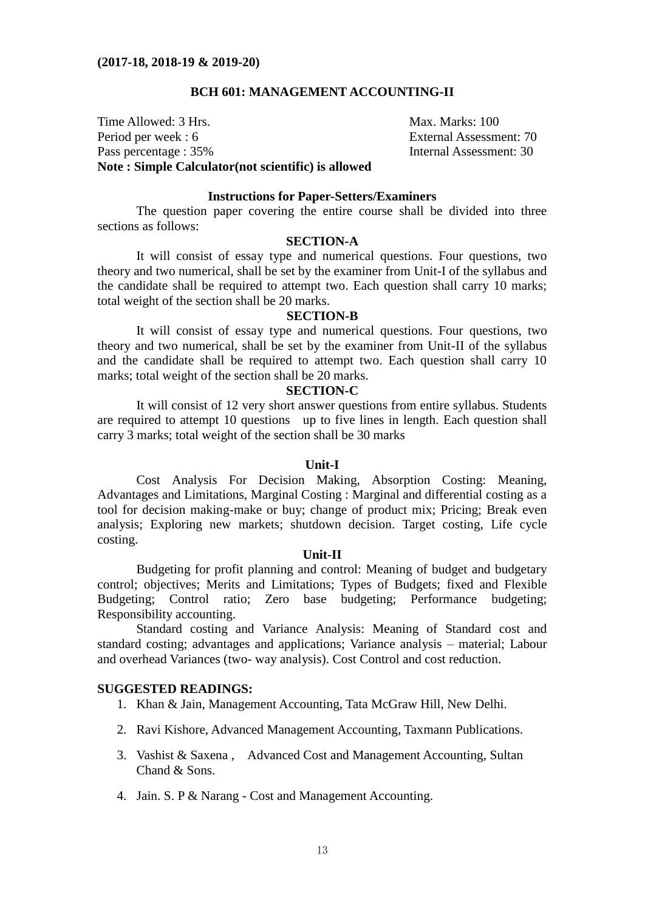**(2017-18, 2018-19 & 2019-20)**

## BCH 601: MANAGEMENT ACCOUNTING-II

Time Allowed: 3 Hrs. Max. Marks: 100
Period per week : 6 External Assessment: 70
Pass percentage : 35% Internal Assessment: 30

**Note : Simple Calculator(not scientific) is allowed**

### Instructions for Paper-Setters/Examiners

The question paper covering the entire course shall be divided into three sections as follows:

#### SECTION-A

It will consist of essay type and numerical questions. Four questions, two theory and two numerical, shall be set by the examiner from Unit-I of the syllabus and the candidate shall be required to attempt two. Each question shall carry 10 marks; total weight of the section shall be 20 marks.

#### SECTION-B

It will consist of essay type and numerical questions. Four questions, two theory and two numerical, shall be set by the examiner from Unit-II of the syllabus and the candidate shall be required to attempt two. Each question shall carry 10 marks; total weight of the section shall be 20 marks.

#### SECTION-C

It will consist of 12 very short answer questions from entire syllabus. Students are required to attempt 10 questions up to five lines in length. Each question shall carry 3 marks; total weight of the section shall be 30 marks

### Unit-I

Cost Analysis For Decision Making, Absorption Costing: Meaning, Advantages and Limitations, Marginal Costing : Marginal and differential costing as a tool for decision making-make or buy; change of product mix; Pricing; Break even analysis; Exploring new markets; shutdown decision. Target costing, Life cycle costing.

### Unit-II

Budgeting for profit planning and control: Meaning of budget and budgetary control; objectives; Merits and Limitations; Types of Budgets; fixed and Flexible Budgeting; Control ratio; Zero base budgeting; Performance budgeting; Responsibility accounting.

Standard costing and Variance Analysis: Meaning of Standard cost and standard costing; advantages and applications; Variance analysis – material; Labour and overhead Variances (two- way analysis). Cost Control and cost reduction.

### SUGGESTED READINGS:

1. Khan & Jain, Management Accounting, Tata McGraw Hill, New Delhi.
2. Ravi Kishore, Advanced Management Accounting, Taxmann Publications.
3. Vashist & Saxena , Advanced Cost and Management Accounting, Sultan Chand & Sons.
4. Jain. S. P & Narang - Cost and Management Accounting.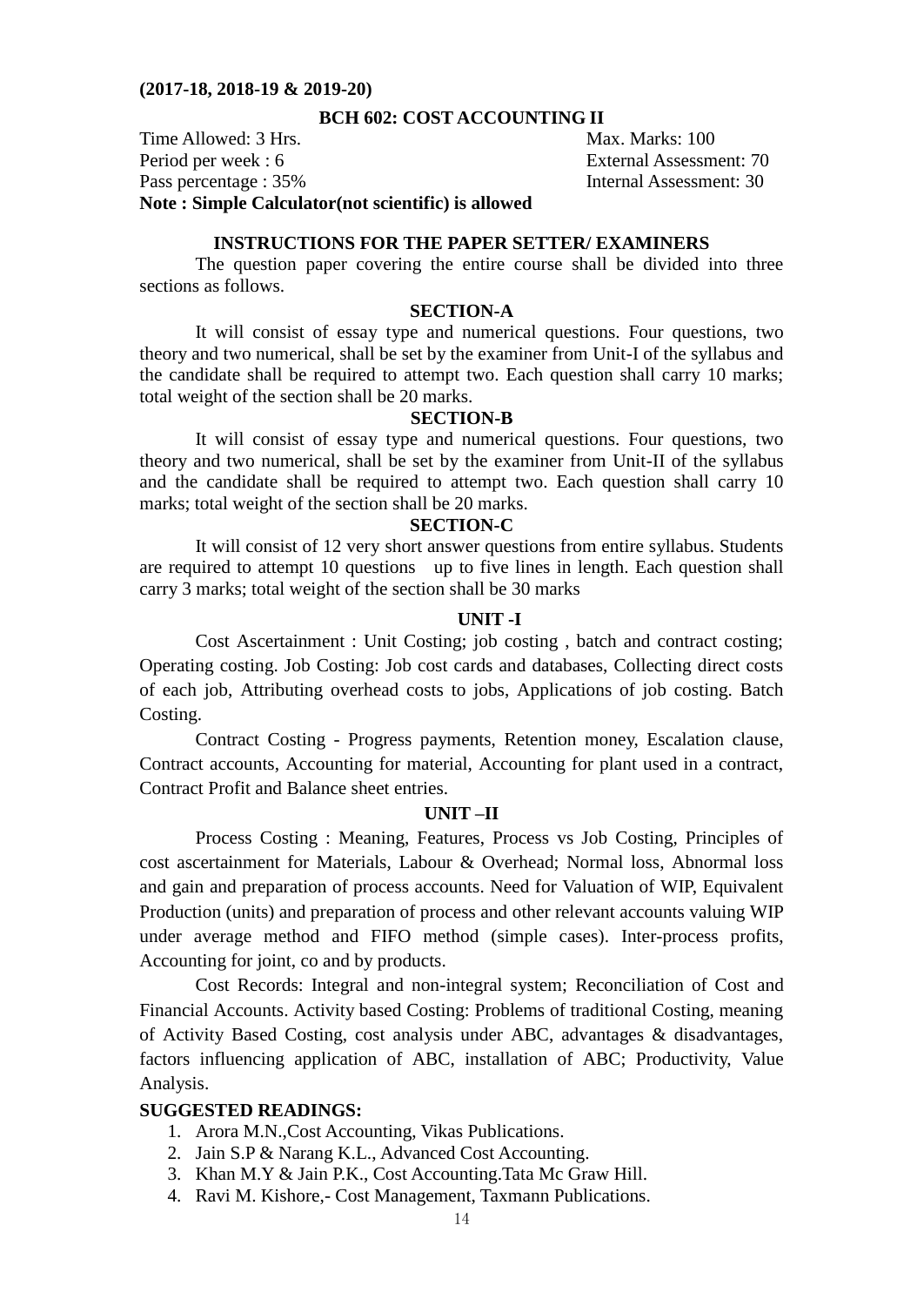**(2017-18, 2018-19 & 2019-20)**

## BCH 602: COST ACCOUNTING II

Time Allowed: 3 Hrs. Max. Marks: 100
Period per week : 6 External Assessment: 70
Pass percentage : 35% Internal Assessment: 30

**Note : Simple Calculator(not scientific) is allowed**

### INSTRUCTIONS FOR THE PAPER SETTER/ EXAMINERS

The question paper covering the entire course shall be divided into three sections as follows.

#### SECTION-A

It will consist of essay type and numerical questions. Four questions, two theory and two numerical, shall be set by the examiner from Unit-I of the syllabus and the candidate shall be required to attempt two. Each question shall carry 10 marks; total weight of the section shall be 20 marks.

#### SECTION-B

It will consist of essay type and numerical questions. Four questions, two theory and two numerical, shall be set by the examiner from Unit-II of the syllabus and the candidate shall be required to attempt two. Each question shall carry 10 marks; total weight of the section shall be 20 marks.

#### SECTION-C

It will consist of 12 very short answer questions from entire syllabus. Students are required to attempt 10 questions up to five lines in length. Each question shall carry 3 marks; total weight of the section shall be 30 marks

#### UNIT -I

Cost Ascertainment : Unit Costing; job costing , batch and contract costing; Operating costing. Job Costing: Job cost cards and databases, Collecting direct costs of each job, Attributing overhead costs to jobs, Applications of job costing. Batch Costing.

Contract Costing - Progress payments, Retention money, Escalation clause, Contract accounts, Accounting for material, Accounting for plant used in a contract, Contract Profit and Balance sheet entries.

#### UNIT –II

Process Costing : Meaning, Features, Process vs Job Costing, Principles of cost ascertainment for Materials, Labour & Overhead; Normal loss, Abnormal loss and gain and preparation of process accounts. Need for Valuation of WIP, Equivalent Production (units) and preparation of process and other relevant accounts valuing WIP under average method and FIFO method (simple cases). Inter-process profits, Accounting for joint, co and by products.

Cost Records: Integral and non-integral system; Reconciliation of Cost and Financial Accounts. Activity based Costing: Problems of traditional Costing, meaning of Activity Based Costing, cost analysis under ABC, advantages & disadvantages, factors influencing application of ABC, installation of ABC; Productivity, Value Analysis.

**SUGGESTED READINGS:**

1. Arora M.N.,Cost Accounting, Vikas Publications.
2. Jain S.P & Narang K.L., Advanced Cost Accounting.
3. Khan M.Y & Jain P.K., Cost Accounting.Tata Mc Graw Hill.
4. Ravi M. Kishore,- Cost Management, Taxmann Publications.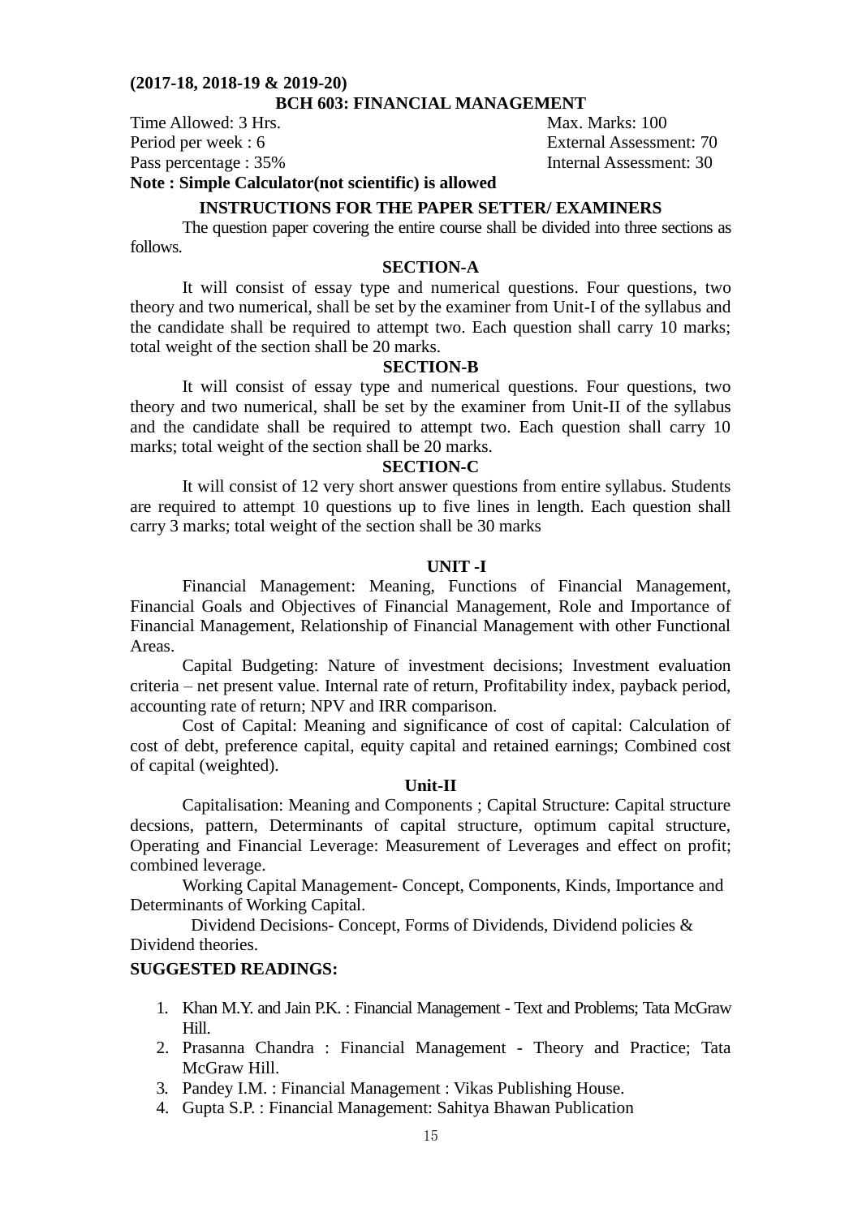**(2017-18, 2018-19 & 2019-20)**

## BCH 603: FINANCIAL MANAGEMENT

| | |
|---|---|
| Time Allowed: 3 Hrs. | Max. Marks: 100 |
| Period per week : 6 | External Assessment: 70 |
| Pass percentage : 35% | Internal Assessment: 30 |

**Note : Simple Calculator(not scientific) is allowed**

### INSTRUCTIONS FOR THE PAPER SETTER/ EXAMINERS

The question paper covering the entire course shall be divided into three sections as follows.

### SECTION-A

It will consist of essay type and numerical questions. Four questions, two theory and two numerical, shall be set by the examiner from Unit-I of the syllabus and the candidate shall be required to attempt two. Each question shall carry 10 marks; total weight of the section shall be 20 marks.

### SECTION-B

It will consist of essay type and numerical questions. Four questions, two theory and two numerical, shall be set by the examiner from Unit-II of the syllabus and the candidate shall be required to attempt two. Each question shall carry 10 marks; total weight of the section shall be 20 marks.

### SECTION-C

It will consist of 12 very short answer questions from entire syllabus. Students are required to attempt 10 questions up to five lines in length. Each question shall carry 3 marks; total weight of the section shall be 30 marks

### UNIT -I

Financial Management: Meaning, Functions of Financial Management, Financial Goals and Objectives of Financial Management, Role and Importance of Financial Management, Relationship of Financial Management with other Functional Areas.

Capital Budgeting: Nature of investment decisions; Investment evaluation criteria – net present value. Internal rate of return, Profitability index, payback period, accounting rate of return; NPV and IRR comparison.

Cost of Capital: Meaning and significance of cost of capital: Calculation of cost of debt, preference capital, equity capital and retained earnings; Combined cost of capital (weighted).

### Unit-II

Capitalisation: Meaning and Components ; Capital Structure: Capital structure decsions, pattern, Determinants of capital structure, optimum capital structure, Operating and Financial Leverage: Measurement of Leverages and effect on profit; combined leverage.

Working Capital Management- Concept, Components, Kinds, Importance and Determinants of Working Capital.

Dividend Decisions- Concept, Forms of Dividends, Dividend policies & Dividend theories.

### SUGGESTED READINGS:

1. Khan M.Y. and Jain P.K. : Financial Management - Text and Problems; Tata McGraw Hill.
2. Prasanna Chandra : Financial Management - Theory and Practice; Tata McGraw Hill.
3. Pandey I.M. : Financial Management : Vikas Publishing House.
4. Gupta S.P. : Financial Management: Sahitya Bhawan Publication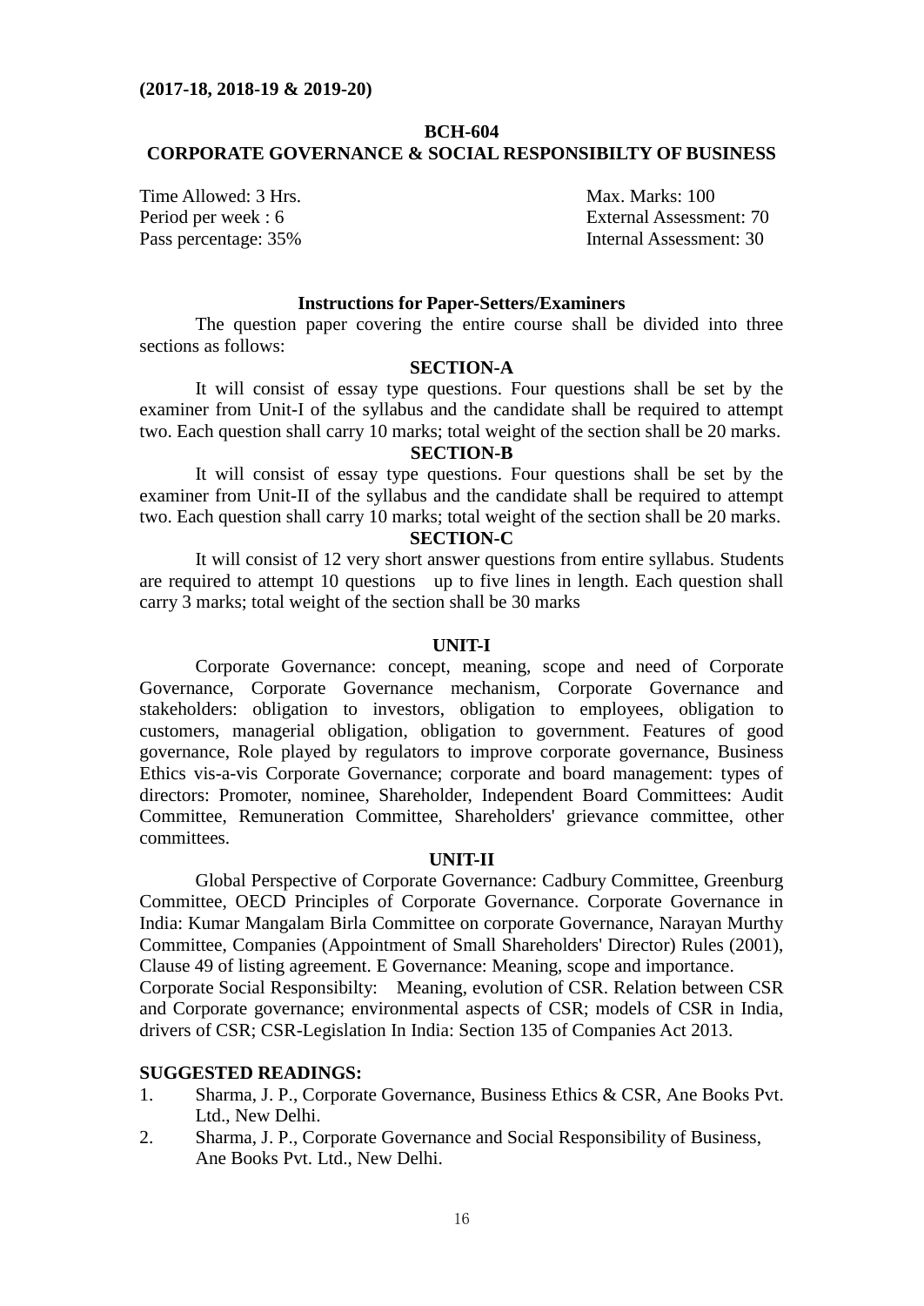**(2017-18, 2018-19 & 2019-20)**

**BCH-604**

**CORPORATE GOVERNANCE & SOCIAL RESPONSIBILTY OF BUSINESS**

| | |
|---|---|
| Time Allowed: 3 Hrs. | Max. Marks: 100 |
| Period per week : 6 | External Assessment: 70 |
| Pass percentage: 35% | Internal Assessment: 30 |

**Instructions for Paper-Setters/Examiners**

The question paper covering the entire course shall be divided into three sections as follows:

**SECTION-A**

It will consist of essay type questions. Four questions shall be set by the examiner from Unit-I of the syllabus and the candidate shall be required to attempt two. Each question shall carry 10 marks; total weight of the section shall be 20 marks.

**SECTION-B**

It will consist of essay type questions. Four questions shall be set by the examiner from Unit-II of the syllabus and the candidate shall be required to attempt two. Each question shall carry 10 marks; total weight of the section shall be 20 marks.

**SECTION-C**

It will consist of 12 very short answer questions from entire syllabus. Students are required to attempt 10 questions up to five lines in length. Each question shall carry 3 marks; total weight of the section shall be 30 marks

**UNIT-I**

Corporate Governance: concept, meaning, scope and need of Corporate Governance, Corporate Governance mechanism, Corporate Governance and stakeholders: obligation to investors, obligation to employees, obligation to customers, managerial obligation, obligation to government. Features of good governance, Role played by regulators to improve corporate governance, Business Ethics vis-a-vis Corporate Governance; corporate and board management: types of directors: Promoter, nominee, Shareholder, Independent Board Committees: Audit Committee, Remuneration Committee, Shareholders' grievance committee, other committees.

**UNIT-II**

Global Perspective of Corporate Governance: Cadbury Committee, Greenburg Committee, OECD Principles of Corporate Governance. Corporate Governance in India: Kumar Mangalam Birla Committee on corporate Governance, Narayan Murthy Committee, Companies (Appointment of Small Shareholders' Director) Rules (2001), Clause 49 of listing agreement. E Governance: Meaning, scope and importance.
Corporate Social Responsibilty: Meaning, evolution of CSR. Relation between CSR and Corporate governance; environmental aspects of CSR; models of CSR in India, drivers of CSR; CSR-Legislation In India: Section 135 of Companies Act 2013.

**SUGGESTED READINGS:**

1. Sharma, J. P., Corporate Governance, Business Ethics & CSR, Ane Books Pvt. Ltd., New Delhi.
2. Sharma, J. P., Corporate Governance and Social Responsibility of Business, Ane Books Pvt. Ltd., New Delhi.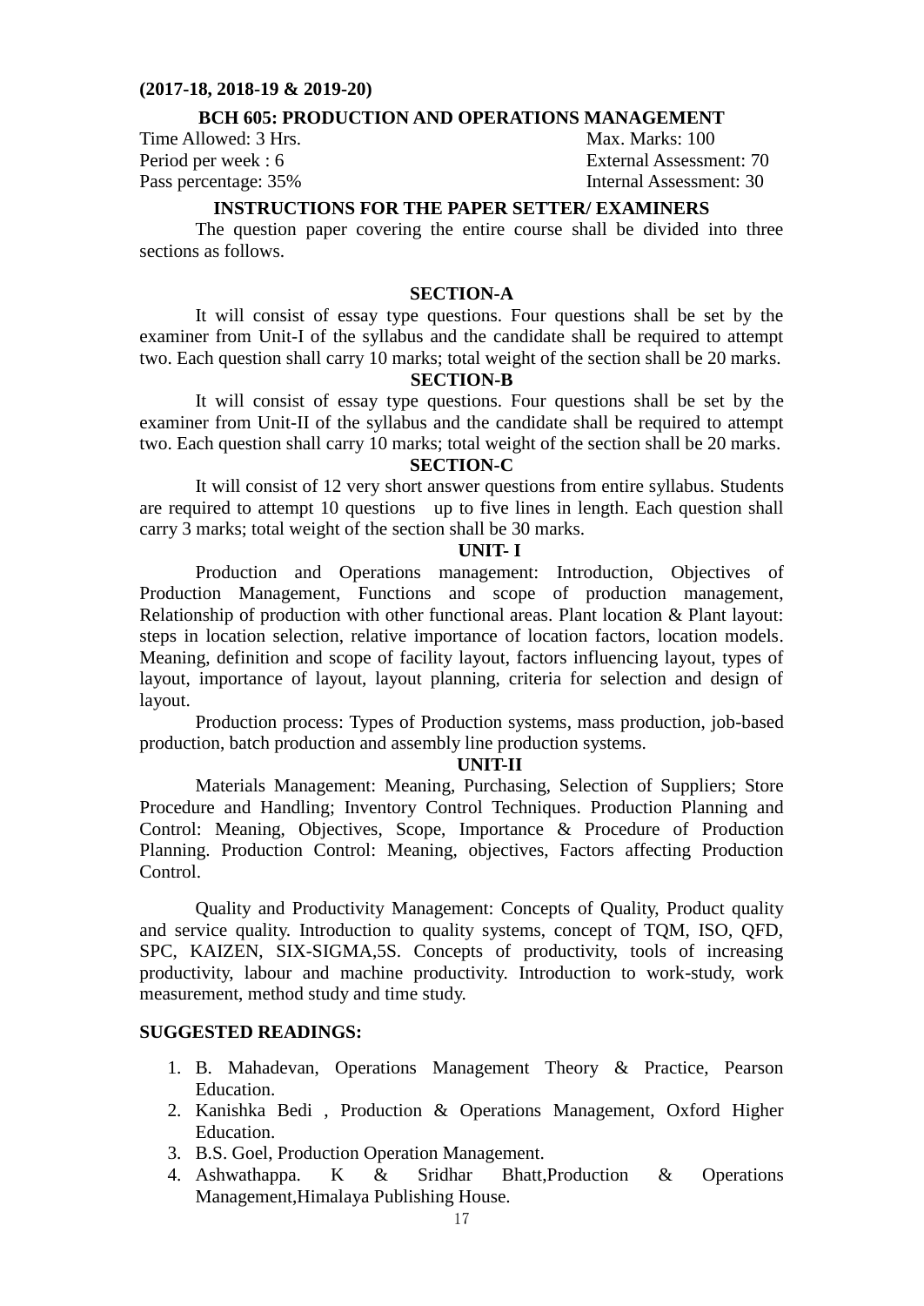**(2017-18, 2018-19 & 2019-20)**

## BCH 605: PRODUCTION AND OPERATIONS MANAGEMENT

Time Allowed: 3 Hrs. | Max. Marks: 100

Period per week : 6 | External Assessment: 70

Pass percentage: 35% | Internal Assessment: 30

### INSTRUCTIONS FOR THE PAPER SETTER/ EXAMINERS

The question paper covering the entire course shall be divided into three sections as follows.

#### SECTION-A

It will consist of essay type questions. Four questions shall be set by the examiner from Unit-I of the syllabus and the candidate shall be required to attempt two. Each question shall carry 10 marks; total weight of the section shall be 20 marks.

#### SECTION-B

It will consist of essay type questions. Four questions shall be set by the examiner from Unit-II of the syllabus and the candidate shall be required to attempt two. Each question shall carry 10 marks; total weight of the section shall be 20 marks.

#### SECTION-C

It will consist of 12 very short answer questions from entire syllabus. Students are required to attempt 10 questions up to five lines in length. Each question shall carry 3 marks; total weight of the section shall be 30 marks.

#### UNIT- I

Production and Operations management: Introduction, Objectives of Production Management, Functions and scope of production management, Relationship of production with other functional areas. Plant location & Plant layout: steps in location selection, relative importance of location factors, location models. Meaning, definition and scope of facility layout, factors influencing layout, types of layout, importance of layout, layout planning, criteria for selection and design of layout.

Production process: Types of Production systems, mass production, job-based production, batch production and assembly line production systems.

#### UNIT-II

Materials Management: Meaning, Purchasing, Selection of Suppliers; Store Procedure and Handling; Inventory Control Techniques. Production Planning and Control: Meaning, Objectives, Scope, Importance & Procedure of Production Planning. Production Control: Meaning, objectives, Factors affecting Production Control.

Quality and Productivity Management: Concepts of Quality, Product quality and service quality. Introduction to quality systems, concept of TQM, ISO, QFD, SPC, KAIZEN, SIX-SIGMA,5S. Concepts of productivity, tools of increasing productivity, labour and machine productivity. Introduction to work-study, work measurement, method study and time study.

**SUGGESTED READINGS:**

1. B. Mahadevan, Operations Management Theory & Practice, Pearson Education.
2. Kanishka Bedi , Production & Operations Management, Oxford Higher Education.
3. B.S. Goel, Production Operation Management.
4. Ashwathappa. K & Sridhar Bhatt,Production & Operations Management,Himalaya Publishing House.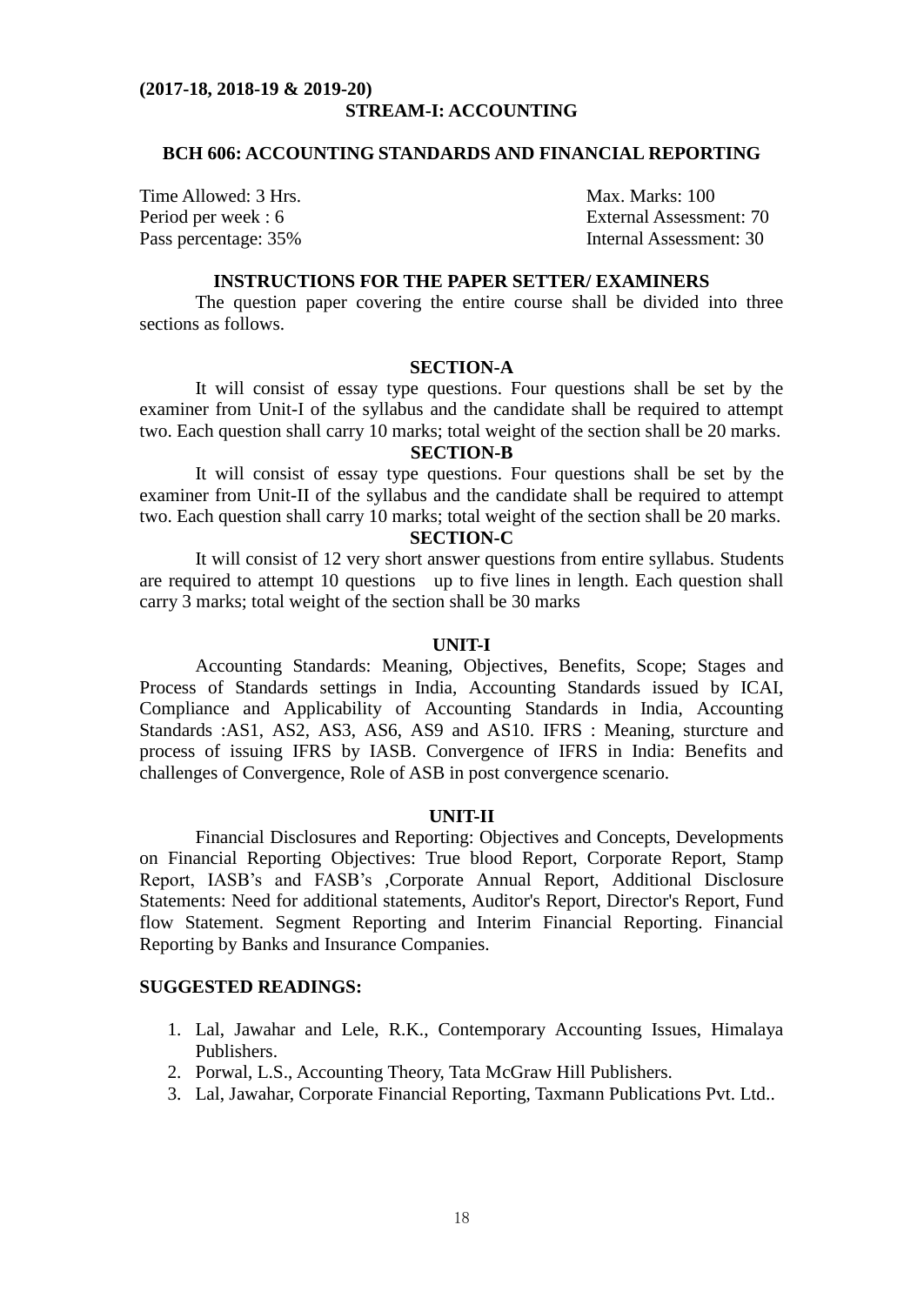**(2017-18, 2018-19 & 2019-20)**

## STREAM-I: ACCOUNTING

### BCH 606: ACCOUNTING STANDARDS AND FINANCIAL REPORTING

Time Allowed: 3 Hrs. — Max. Marks: 100
Period per week : 6 — External Assessment: 70
Pass percentage: 35% — Internal Assessment: 30

### INSTRUCTIONS FOR THE PAPER SETTER/ EXAMINERS

The question paper covering the entire course shall be divided into three sections as follows.

#### SECTION-A

It will consist of essay type questions. Four questions shall be set by the examiner from Unit-I of the syllabus and the candidate shall be required to attempt two. Each question shall carry 10 marks; total weight of the section shall be 20 marks.

#### SECTION-B

It will consist of essay type questions. Four questions shall be set by the examiner from Unit-II of the syllabus and the candidate shall be required to attempt two. Each question shall carry 10 marks; total weight of the section shall be 20 marks.

#### SECTION-C

It will consist of 12 very short answer questions from entire syllabus. Students are required to attempt 10 questions up to five lines in length. Each question shall carry 3 marks; total weight of the section shall be 30 marks

#### UNIT-I

Accounting Standards: Meaning, Objectives, Benefits, Scope; Stages and Process of Standards settings in India, Accounting Standards issued by ICAI, Compliance and Applicability of Accounting Standards in India, Accounting Standards :AS1, AS2, AS3, AS6, AS9 and AS10. IFRS : Meaning, sturcture and process of issuing IFRS by IASB. Convergence of IFRS in India: Benefits and challenges of Convergence, Role of ASB in post convergence scenario.

#### UNIT-II

Financial Disclosures and Reporting: Objectives and Concepts, Developments on Financial Reporting Objectives: True blood Report, Corporate Report, Stamp Report, IASB's and FASB's ,Corporate Annual Report, Additional Disclosure Statements: Need for additional statements, Auditor's Report, Director's Report, Fund flow Statement. Segment Reporting and Interim Financial Reporting. Financial Reporting by Banks and Insurance Companies.

**SUGGESTED READINGS:**

1. Lal, Jawahar and Lele, R.K., Contemporary Accounting Issues, Himalaya Publishers.
2. Porwal, L.S., Accounting Theory, Tata McGraw Hill Publishers.
3. Lal, Jawahar, Corporate Financial Reporting, Taxmann Publications Pvt. Ltd..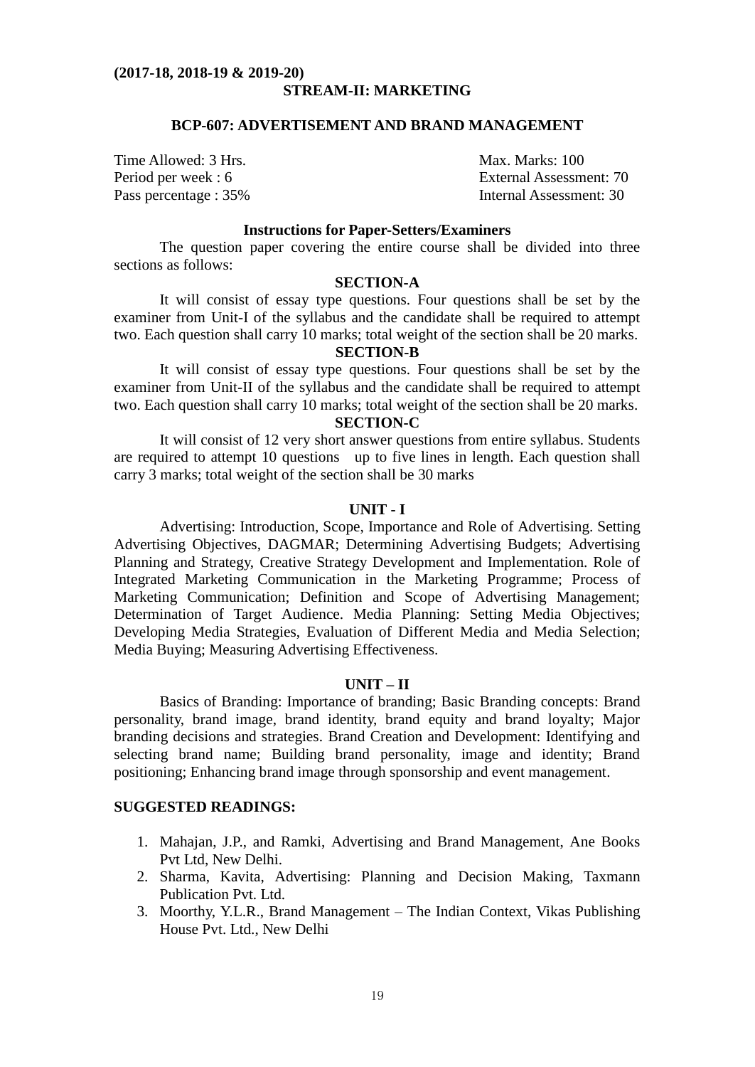**(2017-18, 2018-19 & 2019-20)**

## STREAM-II: MARKETING

### BCP-607: ADVERTISEMENT AND BRAND MANAGEMENT

| | |
|---|---|
| Time Allowed: 3 Hrs. | Max. Marks: 100 |
| Period per week : 6 | External Assessment: 70 |
| Pass percentage : 35% | Internal Assessment: 30 |

**Instructions for Paper-Setters/Examiners**

The question paper covering the entire course shall be divided into three sections as follows:

**SECTION-A**

It will consist of essay type questions. Four questions shall be set by the examiner from Unit-I of the syllabus and the candidate shall be required to attempt two. Each question shall carry 10 marks; total weight of the section shall be 20 marks.

**SECTION-B**

It will consist of essay type questions. Four questions shall be set by the examiner from Unit-II of the syllabus and the candidate shall be required to attempt two. Each question shall carry 10 marks; total weight of the section shall be 20 marks.

**SECTION-C**

It will consist of 12 very short answer questions from entire syllabus. Students are required to attempt 10 questions up to five lines in length. Each question shall carry 3 marks; total weight of the section shall be 30 marks

**UNIT - I**

Advertising: Introduction, Scope, Importance and Role of Advertising. Setting Advertising Objectives, DAGMAR; Determining Advertising Budgets; Advertising Planning and Strategy, Creative Strategy Development and Implementation. Role of Integrated Marketing Communication in the Marketing Programme; Process of Marketing Communication; Definition and Scope of Advertising Management; Determination of Target Audience. Media Planning: Setting Media Objectives; Developing Media Strategies, Evaluation of Different Media and Media Selection; Media Buying; Measuring Advertising Effectiveness.

**UNIT – II**

Basics of Branding: Importance of branding; Basic Branding concepts: Brand personality, brand image, brand identity, brand equity and brand loyalty; Major branding decisions and strategies. Brand Creation and Development: Identifying and selecting brand name; Building brand personality, image and identity; Brand positioning; Enhancing brand image through sponsorship and event management.

**SUGGESTED READINGS:**

1. Mahajan, J.P., and Ramki, Advertising and Brand Management, Ane Books Pvt Ltd, New Delhi.
2. Sharma, Kavita, Advertising: Planning and Decision Making, Taxmann Publication Pvt. Ltd.
3. Moorthy, Y.L.R., Brand Management – The Indian Context, Vikas Publishing House Pvt. Ltd., New Delhi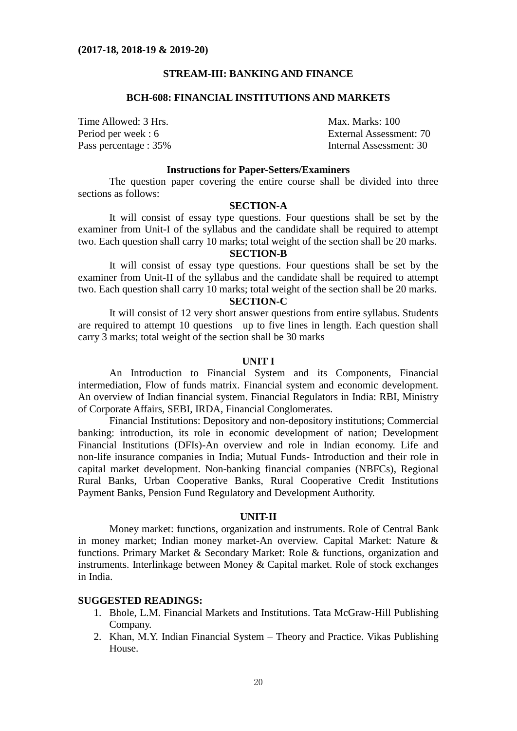**(2017-18, 2018-19 & 2019-20)**

## STREAM-III: BANKING AND FINANCE

## BCH-608: FINANCIAL INSTITUTIONS AND MARKETS

| | |
|---|---|
| Time Allowed: 3 Hrs. | Max. Marks: 100 |
| Period per week : 6 | External Assessment: 70 |
| Pass percentage : 35% | Internal Assessment: 30 |

### Instructions for Paper-Setters/Examiners

The question paper covering the entire course shall be divided into three sections as follows:

**SECTION-A**

It will consist of essay type questions. Four questions shall be set by the examiner from Unit-I of the syllabus and the candidate shall be required to attempt two. Each question shall carry 10 marks; total weight of the section shall be 20 marks.

**SECTION-B**

It will consist of essay type questions. Four questions shall be set by the examiner from Unit-II of the syllabus and the candidate shall be required to attempt two. Each question shall carry 10 marks; total weight of the section shall be 20 marks.

**SECTION-C**

It will consist of 12 very short answer questions from entire syllabus. Students are required to attempt 10 questions up to five lines in length. Each question shall carry 3 marks; total weight of the section shall be 30 marks

### UNIT I

An Introduction to Financial System and its Components, Financial intermediation, Flow of funds matrix. Financial system and economic development. An overview of Indian financial system. Financial Regulators in India: RBI, Ministry of Corporate Affairs, SEBI, IRDA, Financial Conglomerates.

Financial Institutions: Depository and non-depository institutions; Commercial banking: introduction, its role in economic development of nation; Development Financial Institutions (DFIs)-An overview and role in Indian economy. Life and non-life insurance companies in India; Mutual Funds- Introduction and their role in capital market development. Non-banking financial companies (NBFCs), Regional Rural Banks, Urban Cooperative Banks, Rural Cooperative Credit Institutions Payment Banks, Pension Fund Regulatory and Development Authority.

### UNIT-II

Money market: functions, organization and instruments. Role of Central Bank in money market; Indian money market-An overview. Capital Market: Nature & functions. Primary Market & Secondary Market: Role & functions, organization and instruments. Interlinkage between Money & Capital market. Role of stock exchanges in India.

### SUGGESTED READINGS:

1. Bhole, L.M. Financial Markets and Institutions. Tata McGraw-Hill Publishing Company.
2. Khan, M.Y. Indian Financial System – Theory and Practice. Vikas Publishing House.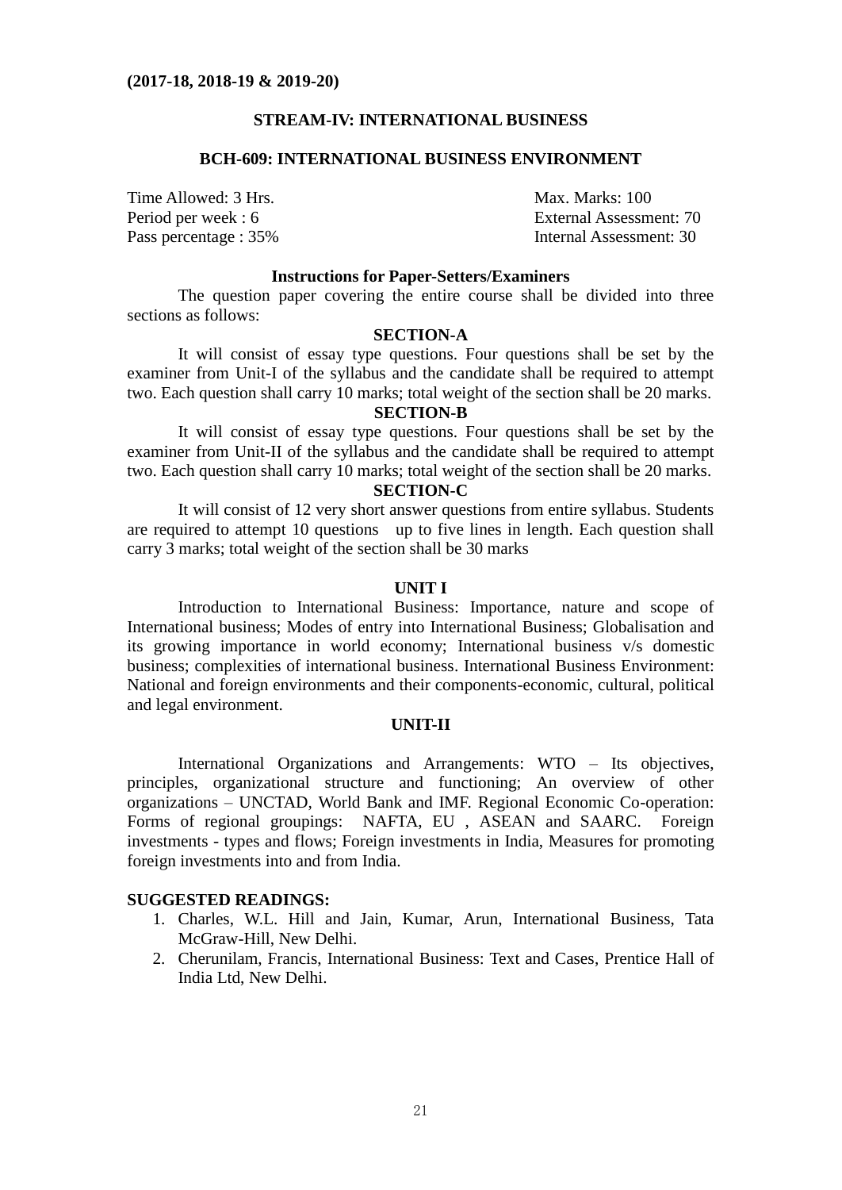**(2017-18, 2018-19 & 2019-20)**

## STREAM-IV: INTERNATIONAL BUSINESS

## BCH-609: INTERNATIONAL BUSINESS ENVIRONMENT

| | |
|---|---|
| Time Allowed: 3 Hrs. | Max. Marks: 100 |
| Period per week : 6 | External Assessment: 70 |
| Pass percentage : 35% | Internal Assessment: 30 |

### Instructions for Paper-Setters/Examiners

The question paper covering the entire course shall be divided into three sections as follows:

**SECTION-A**

It will consist of essay type questions. Four questions shall be set by the examiner from Unit-I of the syllabus and the candidate shall be required to attempt two. Each question shall carry 10 marks; total weight of the section shall be 20 marks.

**SECTION-B**

It will consist of essay type questions. Four questions shall be set by the examiner from Unit-II of the syllabus and the candidate shall be required to attempt two. Each question shall carry 10 marks; total weight of the section shall be 20 marks.

**SECTION-C**

It will consist of 12 very short answer questions from entire syllabus. Students are required to attempt 10 questions up to five lines in length. Each question shall carry 3 marks; total weight of the section shall be 30 marks

### UNIT I

Introduction to International Business: Importance, nature and scope of International business; Modes of entry into International Business; Globalisation and its growing importance in world economy; International business v/s domestic business; complexities of international business. International Business Environment: National and foreign environments and their components-economic, cultural, political and legal environment.

### UNIT-II

International Organizations and Arrangements: WTO – Its objectives, principles, organizational structure and functioning; An overview of other organizations – UNCTAD, World Bank and IMF. Regional Economic Co-operation: Forms of regional groupings: NAFTA, EU , ASEAN and SAARC. Foreign investments - types and flows; Foreign investments in India, Measures for promoting foreign investments into and from India.

### SUGGESTED READINGS:

1. Charles, W.L. Hill and Jain, Kumar, Arun, International Business, Tata McGraw-Hill, New Delhi.
2. Cherunilam, Francis, International Business: Text and Cases, Prentice Hall of India Ltd, New Delhi.